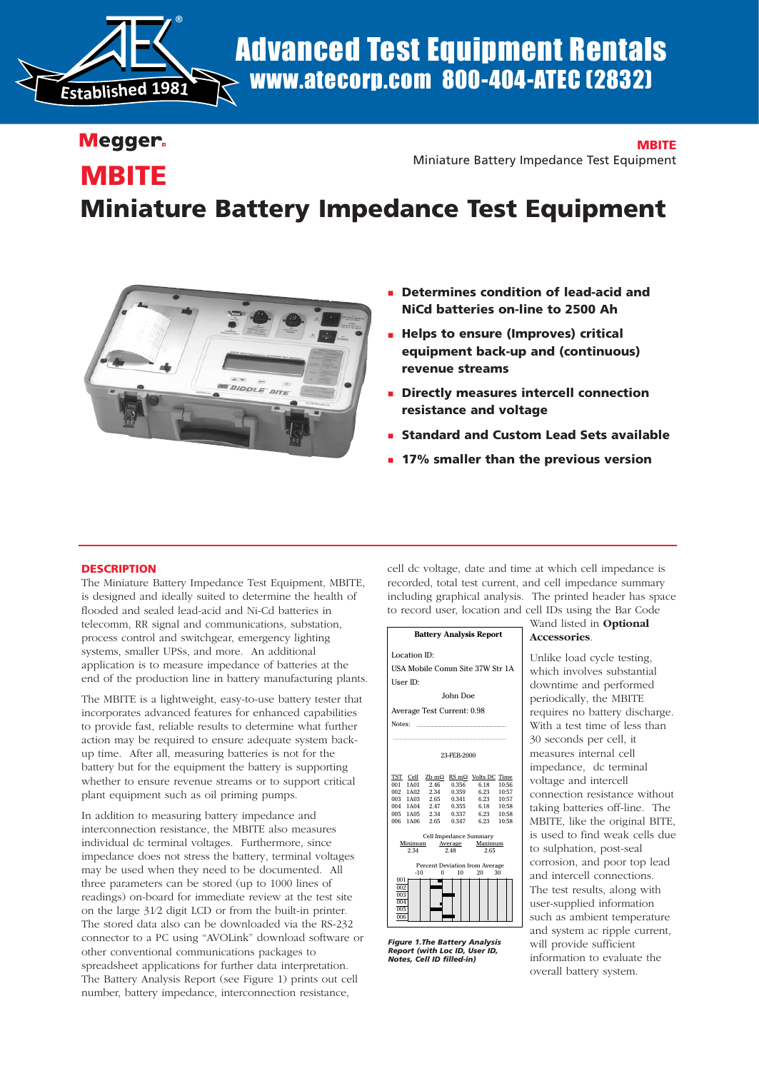# Advanced Test Equipment Rentals
## www.atecorp.com 800-404-ATEC (2832)

Megger.

**MBITE**
Miniature Battery Impedance Test Equipment

# MBITE
# Miniature Battery Impedance Test Equipment

- **Determines condition of lead-acid and NiCd batteries on-line to 2500 Ah**
- **Helps to ensure (Improves) critical equipment back-up and (continuous) revenue streams**
- **Directly measures intercell connection resistance and voltage**
- **Standard and Custom Lead Sets available**
- **17% smaller than the previous version**

## DESCRIPTION

The Miniature Battery Impedance Test Equipment, MBITE, is designed and ideally suited to determine the health of flooded and sealed lead-acid and Ni-Cd batteries in telecomm, RR signal and communications, substation, process control and switchgear, emergency lighting systems, smaller UPSs, and more. An additional application is to measure impedance of batteries at the end of the production line in battery manufacturing plants.

The MBITE is a lightweight, easy-to-use battery tester that incorporates advanced features for enhanced capabilities to provide fast, reliable results to determine what further action may be required to ensure adequate system back-up time. After all, measuring batteries is not for the battery but for the equipment the battery is supporting whether to ensure revenue streams or to support critical plant equipment such as oil priming pumps.

In addition to measuring battery impedance and interconnection resistance, the MBITE also measures individual dc terminal voltages. Furthermore, since impedance does not stress the battery, terminal voltages may be used when they need to be documented. All three parameters can be stored (up to 1000 lines of readings) on-board for immediate review at the test site on the large 3½ digit LCD or from the built-in printer. The stored data also can be downloaded via the RS-232 connector to a PC using "AVOLink" download software or other conventional communications packages to spreadsheet applications for further data interpretation. The Battery Analysis Report (see Figure 1) prints out cell number, battery impedance, interconnection resistance, cell dc voltage, date and time at which cell impedance is recorded, total test current, and cell impedance summary including graphical analysis. The printed header has space to record user, location and cell IDs using the Bar Code Wand listed in **Optional Accessories**.

**Battery Analysis Report**

Location ID:
USA Mobile Comm Site 37W Str 1A
User ID:
John Doe
Average Test Current: 0.98
Notes:

23-FEB-2000

| TST | Cell | Zb mΩ | RS mΩ | Volts DC | Time |
|---|---|---|---|---|---|
| 001 | 1A01 | 2.46 | 0.356 | 6.18 | 10:56 |
| 002 | 1A02 | 2.34 | 0.359 | 6.23 | 10:57 |
| 003 | 1A03 | 2.65 | 0.341 | 6.23 | 10:57 |
| 004 | 1A04 | 2.47 | 0.355 | 6.18 | 10:58 |
| 005 | 1A05 | 2.34 | 0.337 | 6.23 | 10:58 |
| 006 | 1A06 | 2.65 | 0.347 | 6.23 | 10:58 |

Cell Impedance Summary

| Minimum | Average | Maximum |
|---|---|---|
| 2.34 | 2.48 | 2.65 |

Percent Deviation from Average
-10 0 10 20 30

*Figure 1.The Battery Analysis Report (with Loc ID, User ID, Notes, Cell ID filled-in)*

Unlike load cycle testing, which involves substantial downtime and performed periodically, the MBITE requires no battery discharge. With a test time of less than 30 seconds per cell, it measures internal cell impedance, dc terminal voltage and intercell connection resistance without taking batteries off-line. The MBITE, like the original BITE, is used to find weak cells due to sulphation, post-seal corrosion, and poor top lead and intercell connections. The test results, along with user-supplied information such as ambient temperature and system ac ripple current, will provide sufficient information to evaluate the overall battery system.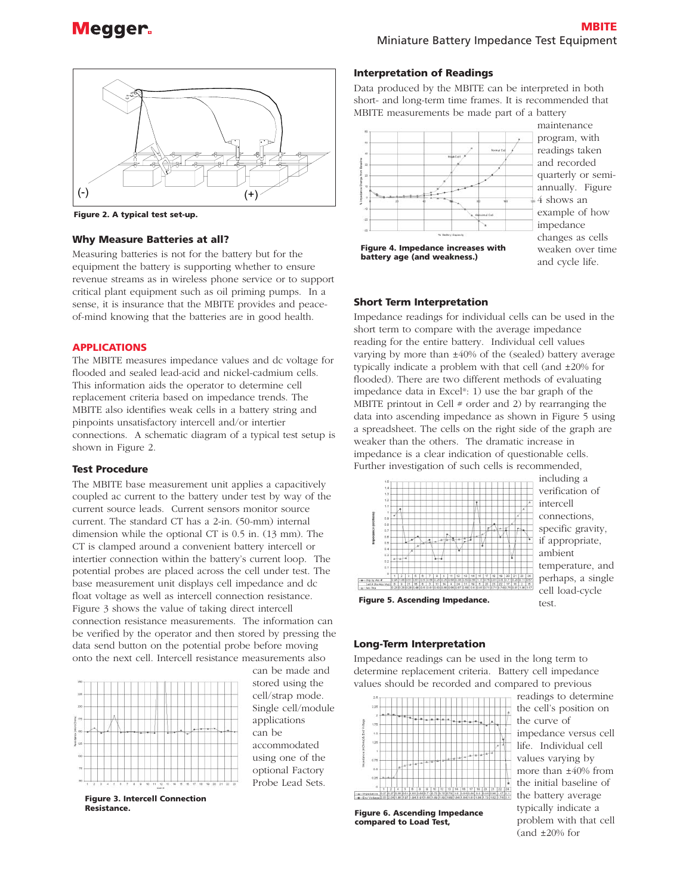Figure 2. A typical test set-up.

### Why Measure Batteries at all?

Measuring batteries is not for the battery but for the equipment the battery is supporting whether to ensure revenue streams as in wireless phone service or to support critical plant equipment such as oil priming pumps. In a sense, it is insurance that the MBITE provides and peace-of-mind knowing that the batteries are in good health.

### APPLICATIONS

The MBITE measures impedance values and dc voltage for flooded and sealed lead-acid and nickel-cadmium cells. This information aids the operator to determine cell replacement criteria based on impedance trends. The MBITE also identifies weak cells in a battery string and pinpoints unsatisfactory intercell and/or intertier connections. A schematic diagram of a typical test setup is shown in Figure 2.

### Test Procedure

The MBITE base measurement unit applies a capacitively coupled ac current to the battery under test by way of the current source leads. Current sensors monitor source current. The standard CT has a 2-in. (50-mm) internal dimension while the optional CT is 0.5 in. (13 mm). The CT is clamped around a convenient battery intercell or intertier connection within the battery's current loop. The potential probes are placed across the cell under test. The base measurement unit displays cell impedance and dc float voltage as well as intercell connection resistance. Figure 3 shows the value of taking direct intercell connection resistance measurements. The information can be verified by the operator and then stored by pressing the data send button on the potential probe before moving onto the next cell. Intercell resistance measurements also can be made and stored using the cell/strap mode. Single cell/module applications can be accommodated using one of the optional Factory Probe Lead Sets.

Figure 3. Intercell Connection Resistance.

### Interpretation of Readings

Data produced by the MBITE can be interpreted in both short- and long-term time frames. It is recommended that MBITE measurements be made part of a battery maintenance program, with readings taken and recorded quarterly or semi-annually. Figure 4 shows an example of how impedance changes as cells weaken over time and cycle life.

Figure 4. Impedance increases with battery age (and weakness.)

### Short Term Interpretation

Impedance readings for individual cells can be used in the short term to compare with the average impedance reading for the entire battery. Individual cell values varying by more than ±40% of the (sealed) battery average typically indicate a problem with that cell (and ±20% for flooded). There are two different methods of evaluating impedance data in Excel®: 1) use the bar graph of the MBITE printout in Cell # order and 2) by rearranging the data into ascending impedance as shown in Figure 5 using a spreadsheet. The cells on the right side of the graph are weaker than the others. The dramatic increase in impedance is a clear indication of questionable cells. Further investigation of such cells is recommended, including a verification of intercell connections, specific gravity, if appropriate, ambient temperature, and perhaps, a single cell load-cycle test.

Figure 5. Ascending Impedance.

### Long-Term Interpretation

Impedance readings can be used in the long term to determine replacement criteria. Battery cell impedance values should be recorded and compared to previous readings to determine the cell's position on the curve of impedance versus cell life. Individual cell values varying by more than ±40% from the initial baseline of the battery average typically indicate a problem with that cell (and ±20% for

Figure 6. Ascending Impedance compared to Load Test,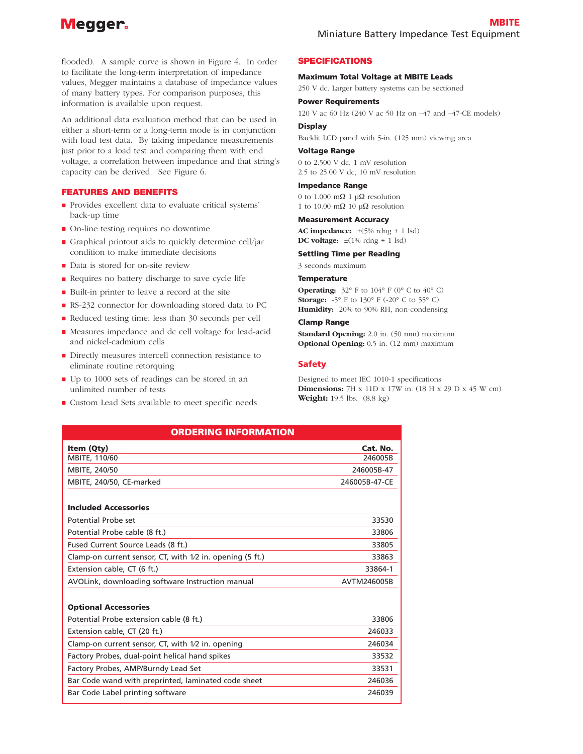flooded). A sample curve is shown in Figure 4. In order to facilitate the long-term interpretation of impedance values, Megger maintains a database of impedance values of many battery types. For comparison purposes, this information is available upon request.

An additional data evaluation method that can be used in either a short-term or a long-term mode is in conjunction with load test data. By taking impedance measurements just prior to a load test and comparing them with end voltage, a correlation between impedance and that string's capacity can be derived. See Figure 6.

## FEATURES AND BENEFITS

- Provides excellent data to evaluate critical systems' back-up time
- On-line testing requires no downtime
- Graphical printout aids to quickly determine cell/jar condition to make immediate decisions
- Data is stored for on-site review
- Requires no battery discharge to save cycle life
- Built-in printer to leave a record at the site
- RS-232 connector for downloading stored data to PC
- Reduced testing time; less than 30 seconds per cell
- Measures impedance and dc cell voltage for lead-acid and nickel-cadmium cells
- Directly measures intercell connection resistance to eliminate routine retorquing
- Up to 1000 sets of readings can be stored in an unlimited number of tests
- Custom Lead Sets available to meet specific needs

## SPECIFICATIONS

### Maximum Total Voltage at MBITE Leads

250 V dc. Larger battery systems can be sectioned

### Power Requirements

120 V ac 60 Hz (240 V ac 50 Hz on –47 and –47-CE models)

### Display

Backlit LCD panel with 5-in. (125 mm) viewing area

### Voltage Range

0 to 2.500 V dc, 1 mV resolution
2.5 to 25.00 V dc, 10 mV resolution

### Impedance Range

0 to 1.000 mΩ 1 μΩ resolution
1 to 10.00 mΩ 10 μΩ resolution

### Measurement Accuracy

**AC impedance:** ±(5% rdng + 1 lsd)
**DC voltage:** ±(1% rdng + 1 lsd)

### Settling Time per Reading

3 seconds maximum

### Temperature

**Operating:** 32° F to 104° F (0° C to 40° C)
**Storage:** -5° F to 130° F (-20° C to 55° C)
**Humidity:** 20% to 90% RH, non-condensing

### Clamp Range

**Standard Opening:** 2.0 in. (50 mm) maximum
**Optional Opening:** 0.5 in. (12 mm) maximum

## Safety

Designed to meet IEC 1010-1 specifications
**Dimensions:** 7H x 11D x 17W in. (18 H x 29 D x 45 W cm)
**Weight:** 19.5 lbs. (8.8 kg)

## ORDERING INFORMATION

| Item (Qty) | Cat. No. |
|---|---|
| MBITE, 110/60 | 246005B |
| MBITE, 240/50 | 246005B-47 |
| MBITE, 240/50, CE-marked | 246005B-47-CE |
| **Included Accessories** | |
| Potential Probe set | 33530 |
| Potential Probe cable (8 ft.) | 33806 |
| Fused Current Source Leads (8 ft.) | 33805 |
| Clamp-on current sensor, CT, with 1⁄2 in. opening (5 ft.) | 33863 |
| Extension cable, CT (6 ft.) | 33864-1 |
| AVOLink, downloading software Instruction manual | AVTM246005B |
| **Optional Accessories** | |
| Potential Probe extension cable (8 ft.) | 33806 |
| Extension cable, CT (20 ft.) | 246033 |
| Clamp-on current sensor, CT, with 1⁄2 in. opening | 246034 |
| Factory Probes, dual-point helical hand spikes | 33532 |
| Factory Probes, AMP/Burndy Lead Set | 33531 |
| Bar Code wand with preprinted, laminated code sheet | 246036 |
| Bar Code Label printing software | 246039 |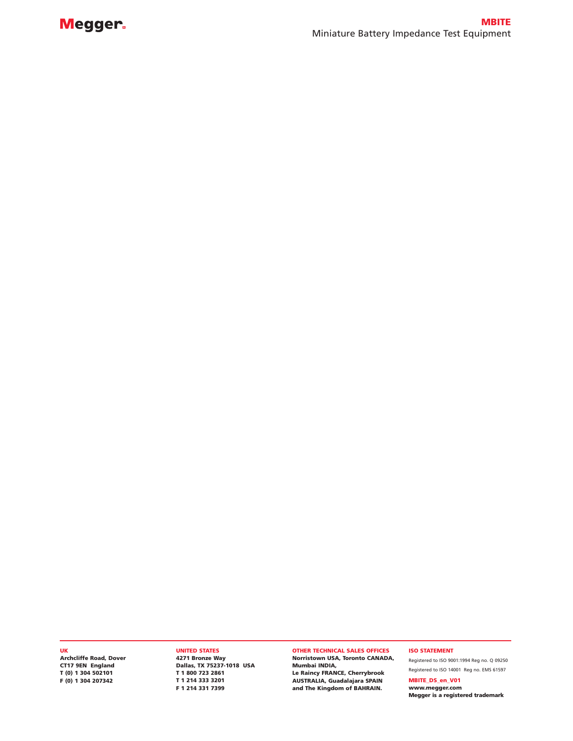**UK**
Archcliffe Road, Dover
CT17 9EN England
T (0) 1 304 502101
F (0) 1 304 207342

**UNITED STATES**
4271 Bronze Way
Dallas, TX 75237-1018 USA
T 1 800 723 2861
T 1 214 333 3201
F 1 214 331 7399

**OTHER TECHNICAL SALES OFFICES**
Norristown USA, Toronto CANADA,
Mumbai INDIA,
Le Raincy FRANCE, Cherrybrook
AUSTRALIA, Guadalajara SPAIN
and The Kingdom of BAHRAIN.

**ISO STATEMENT**
Registered to ISO 9001:1994 Reg no. Q 09250
Registered to ISO 14001 Reg no. EMS 61597

**MBITE_DS_en_V01**
www.megger.com
Megger is a registered trademark